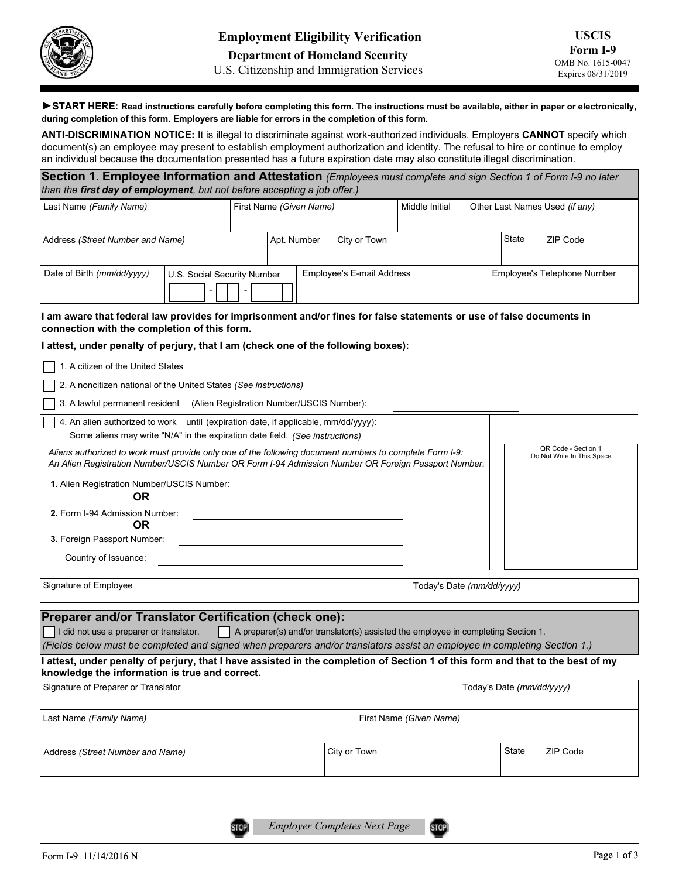# Employment Eligibility Verification

**Department of Homeland Security**

U.S. Citizenship and Immigration Services

**USCIS**
**Form I-9**
OMB No. 1615-0047
Expires 08/31/2019

---

►**START HERE: Read instructions carefully before completing this form. The instructions must be available, either in paper or electronically, during completion of this form. Employers are liable for errors in the completion of this form.**

**ANTI-DISCRIMINATION NOTICE:** It is illegal to discriminate against work-authorized individuals. Employers **CANNOT** specify which document(s) an employee may present to establish employment authorization and identity. The refusal to hire or continue to employ an individual because the documentation presented has a future expiration date may also constitute illegal discrimination.

## Section 1. Employee Information and Attestation

*(Employees must complete and sign Section 1 of Form I-9 no later than the **first day of employment**, but not before accepting a job offer.)*

| Last Name *(Family Name)* | First Name *(Given Name)* | Middle Initial | Other Last Names Used *(if any)* |
|---|---|---|---|
| | | | |

| Address *(Street Number and Name)* | Apt. Number | City or Town | State | ZIP Code |
|---|---|---|---|---|
| | | | | |

| Date of Birth *(mm/dd/yyyy)* | U.S. Social Security Number | Employee's E-mail Address | Employee's Telephone Number |
|---|---|---|---|
| | ☐☐☐ - ☐☐ - ☐☐☐☐ | | |

**I am aware that federal law provides for imprisonment and/or fines for false statements or use of false documents in connection with the completion of this form.**

**I attest, under penalty of perjury, that I am (check one of the following boxes):**

☐ 1. A citizen of the United States

☐ 2. A noncitizen national of the United States *(See instructions)*

☐ 3. A lawful permanent resident (Alien Registration Number/USCIS Number): ____________________

☐ 4. An alien authorized to work until (expiration date, if applicable, mm/dd/yyyy): ____________________
Some aliens may write "N/A" in the expiration date field. *(See instructions)*

*Aliens authorized to work must provide only one of the following document numbers to complete Form I-9:*
*An Alien Registration Number/USCIS Number OR Form I-94 Admission Number OR Foreign Passport Number.*

**1.** Alien Registration Number/USCIS Number: ____________________

**OR**

**2.** Form I-94 Admission Number: ____________________

**OR**

**3.** Foreign Passport Number: ____________________

Country of Issuance: ____________________

QR Code - Section 1
Do Not Write In This Space

| Signature of Employee | Today's Date *(mm/dd/yyyy)* |
|---|---|
| | |

## Preparer and/or Translator Certification (check one):

☐ I did not use a preparer or translator. ☐ A preparer(s) and/or translator(s) assisted the employee in completing Section 1.

*(Fields below must be completed and signed when preparers and/or translators assist an employee in completing Section 1.)*

**I attest, under penalty of perjury, that I have assisted in the completion of Section 1 of this form and that to the best of my knowledge the information is true and correct.**

| Signature of Preparer or Translator | Today's Date *(mm/dd/yyyy)* |
|---|---|
| | |

| Last Name *(Family Name)* | First Name *(Given Name)* |
|---|---|
| | |

| Address *(Street Number and Name)* | City or Town | State | ZIP Code |
|---|---|---|---|
| | | | |

STOP *Employer Completes Next Page* STOP

Form I-9 11/14/2016 N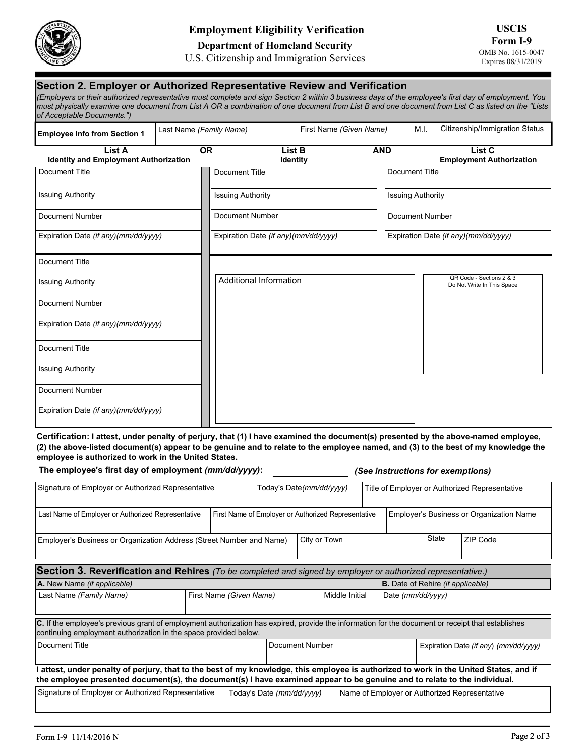Employment Eligibility Verification
Department of Homeland Security
U.S. Citizenship and Immigration Services

**USCIS Form I-9**
OMB No. 1615-0047
Expires 08/31/2019

## Section 2. Employer or Authorized Representative Review and Verification

*(Employers or their authorized representative must complete and sign Section 2 within 3 business days of the employee's first day of employment. You must physically examine one document from List A OR a combination of one document from List B and one document from List C as listed on the "Lists of Acceptable Documents.")*

| Employee Info from Section 1 | Last Name *(Family Name)* | First Name *(Given Name)* | M.I. | Citizenship/Immigration Status |
|---|---|---|---|---|
| | | | | |

| List A Identity and Employment Authorization | OR | List B Identity | AND | List C Employment Authorization |
|---|---|---|---|---|
| Document Title | | Document Title | | Document Title |
| Issuing Authority | | Issuing Authority | | Issuing Authority |
| Document Number | | Document Number | | Document Number |
| Expiration Date *(if any)(mm/dd/yyyy)* | | Expiration Date *(if any)(mm/dd/yyyy)* | | Expiration Date *(if any)(mm/dd/yyyy)* |
| Document Title | | Additional Information | | QR Code - Sections 2 & 3 Do Not Write In This Space |
| Issuing Authority | | | | |
| Document Number | | | | |
| Expiration Date *(if any)(mm/dd/yyyy)* | | | | |
| Document Title | | | | |
| Issuing Authority | | | | |
| Document Number | | | | |
| Expiration Date *(if any)(mm/dd/yyyy)* | | | | |

**Certification: I attest, under penalty of perjury, that (1) I have examined the document(s) presented by the above-named employee, (2) the above-listed document(s) appear to be genuine and to relate to the employee named, and (3) to the best of my knowledge the employee is authorized to work in the United States.**

**The employee's first day of employment *(mm/dd/yyyy)*:** ____________ ***(See instructions for exemptions)***

| Signature of Employer or Authorized Representative | Today's Date *(mm/dd/yyyy)* | Title of Employer or Authorized Representative |
|---|---|---|
| | | |

| Last Name of Employer or Authorized Representative | First Name of Employer or Authorized Representative | Employer's Business or Organization Name |
|---|---|---|
| | | |

| Employer's Business or Organization Address (Street Number and Name) | City or Town | State | ZIP Code |
|---|---|---|---|
| | | | |

## Section 3. Reverification and Rehires *(To be completed and signed by employer or authorized representative.)*

| **A.** New Name *(if applicable)* | | | **B.** Date of Rehire *(if applicable)* |
|---|---|---|---|
| Last Name *(Family Name)* | First Name *(Given Name)* | Middle Initial | Date *(mm/dd/yyyy)* |

**C.** If the employee's previous grant of employment authorization has expired, provide the information for the document or receipt that establishes continuing employment authorization in the space provided below.

| Document Title | Document Number | Expiration Date *(if any)* *(mm/dd/yyyy)* |
|---|---|---|
| | | |

**I attest, under penalty of perjury, that to the best of my knowledge, this employee is authorized to work in the United States, and if the employee presented document(s), the document(s) I have examined appear to be genuine and to relate to the individual.**

| Signature of Employer or Authorized Representative | Today's Date *(mm/dd/yyyy)* | Name of Employer or Authorized Representative |
|---|---|---|
| | | |

Form I-9 11/14/2016 N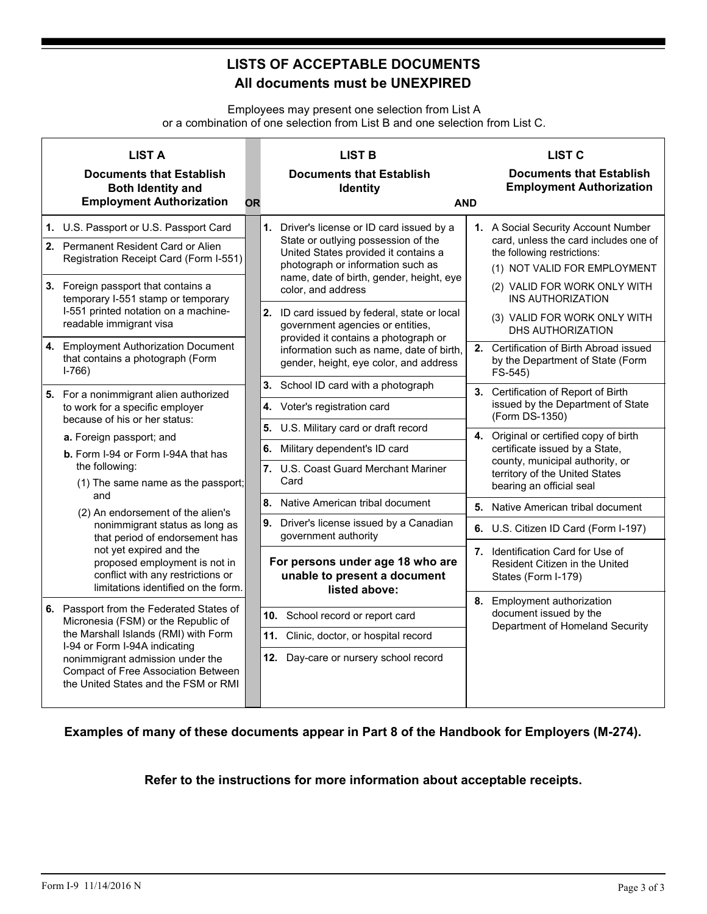# LISTS OF ACCEPTABLE DOCUMENTS

## All documents must be UNEXPIRED

Employees may present one selection from List A
or a combination of one selection from List B and one selection from List C.

| LIST A<br>Documents that Establish Both Identity and Employment Authorization | OR | LIST B<br>Documents that Establish Identity | AND | LIST C<br>Documents that Establish Employment Authorization |
|---|---|---|---|---|
| **1.** U.S. Passport or U.S. Passport Card | | **1.** Driver's license or ID card issued by a State or outlying possession of the United States provided it contains a photograph or information such as name, date of birth, gender, height, eye color, and address | | **1.** A Social Security Account Number card, unless the card includes one of the following restrictions:<br>(1) NOT VALID FOR EMPLOYMENT<br>(2) VALID FOR WORK ONLY WITH INS AUTHORIZATION<br>(3) VALID FOR WORK ONLY WITH DHS AUTHORIZATION |
| **2.** Permanent Resident Card or Alien Registration Receipt Card (Form I-551) | | **2.** ID card issued by federal, state or local government agencies or entities, provided it contains a photograph or information such as name, date of birth, gender, height, eye color, and address | | **2.** Certification of Birth Abroad issued by the Department of State (Form FS-545) |
| **3.** Foreign passport that contains a temporary I-551 stamp or temporary I-551 printed notation on a machine-readable immigrant visa | | **3.** School ID card with a photograph | | **3.** Certification of Report of Birth issued by the Department of State (Form DS-1350) |
| **4.** Employment Authorization Document that contains a photograph (Form I-766) | | **4.** Voter's registration card | | **4.** Original or certified copy of birth certificate issued by a State, county, municipal authority, or territory of the United States bearing an official seal |
| **5.** For a nonimmigrant alien authorized to work for a specific employer because of his or her status:<br>**a.** Foreign passport; and<br>**b.** Form I-94 or Form I-94A that has the following:<br>(1) The same name as the passport; and<br>(2) An endorsement of the alien's nonimmigrant status as long as that period of endorsement has not yet expired and the proposed employment is not in conflict with any restrictions or limitations identified on the form. | | **5.** U.S. Military card or draft record | | **5.** Native American tribal document |
| | | **6.** Military dependent's ID card | | **6.** U.S. Citizen ID Card (Form I-197) |
| | | **7.** U.S. Coast Guard Merchant Mariner Card | | **7.** Identification Card for Use of Resident Citizen in the United States (Form I-179) |
| | | **8.** Native American tribal document | | **8.** Employment authorization document issued by the Department of Homeland Security |
| | | **9.** Driver's license issued by a Canadian government authority | | |
| **6.** Passport from the Federated States of Micronesia (FSM) or the Republic of the Marshall Islands (RMI) with Form I-94 or Form I-94A indicating nonimmigrant admission under the Compact of Free Association Between the United States and the FSM or RMI | | **For persons under age 18 who are unable to present a document listed above:** | | |
| | | **10.** School record or report card | | |
| | | **11.** Clinic, doctor, or hospital record | | |
| | | **12.** Day-care or nursery school record | | |

**Examples of many of these documents appear in Part 8 of the Handbook for Employers (M-274).**

**Refer to the instructions for more information about acceptable receipts.**